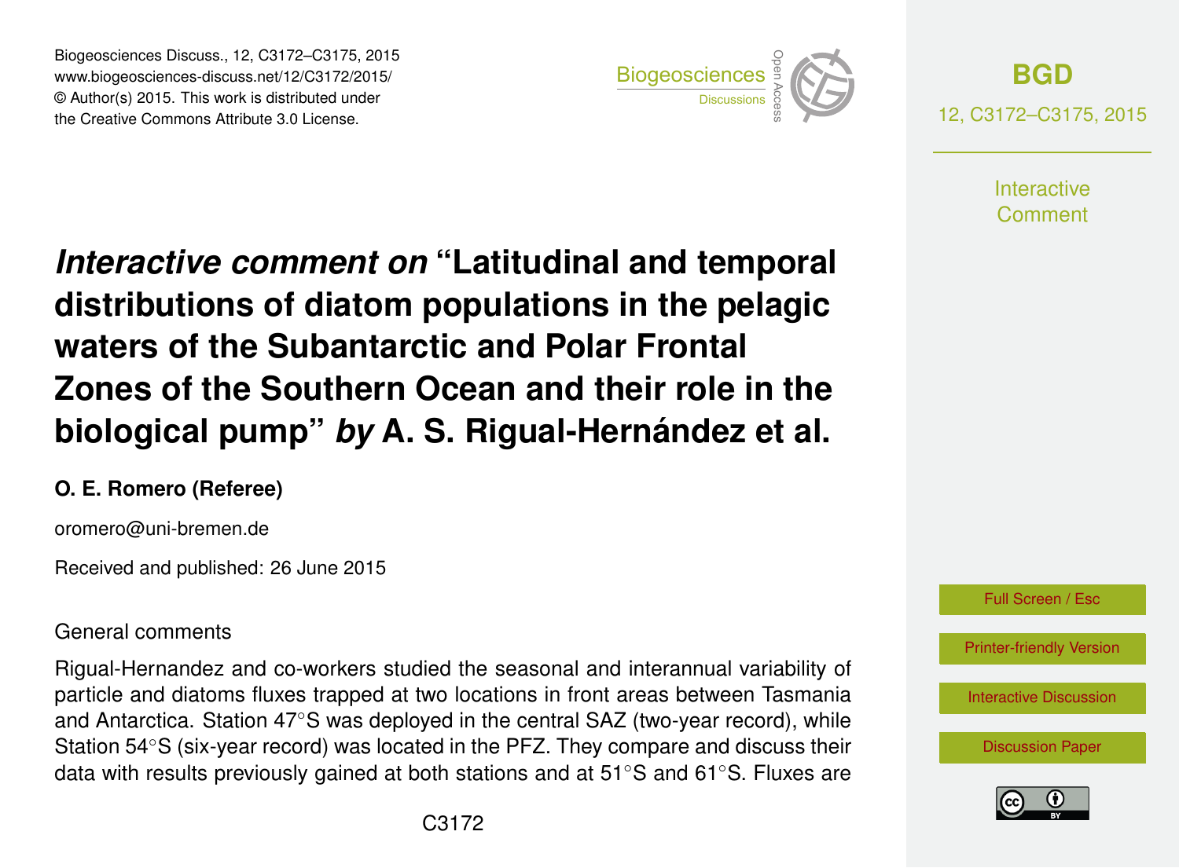# *Interactive comment on* "Latitudinal and temporal distributions of diatom populations in the pelagic waters of the Subantarctic and Polar Frontal Zones of the Southern Ocean and their role in the biological pump" *by* A. S. Rigual-Hernández et al.

**O. E. Romero (Referee)**

oromero@uni-bremen.de

Received and published: 26 June 2015

General comments

Rigual-Hernandez and co-workers studied the seasonal and interannual variability of particle and diatoms fluxes trapped at two locations in front areas between Tasmania and Antarctica. Station 47°S was deployed in the central SAZ (two-year record), while Station 54°S (six-year record) was located in the PFZ. They compare and discuss their data with results previously gained at both stations and at 51°S and 61°S. Fluxes are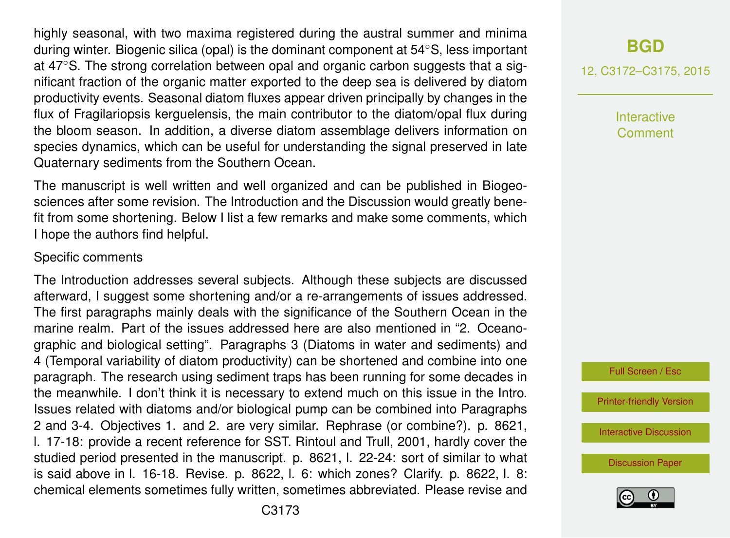highly seasonal, with two maxima registered during the austral summer and minima during winter. Biogenic silica (opal) is the dominant component at 54°S, less important at 47°S. The strong correlation between opal and organic carbon suggests that a significant fraction of the organic matter exported to the deep sea is delivered by diatom productivity events. Seasonal diatom fluxes appear driven principally by changes in the flux of Fragilariopsis kerguelensis, the main contributor to the diatom/opal flux during the bloom season. In addition, a diverse diatom assemblage delivers information on species dynamics, which can be useful for understanding the signal preserved in late Quaternary sediments from the Southern Ocean.

The manuscript is well written and well organized and can be published in Biogeosciences after some revision. The Introduction and the Discussion would greatly benefit from some shortening. Below I list a few remarks and make some comments, which I hope the authors find helpful.

Specific comments

The Introduction addresses several subjects. Although these subjects are discussed afterward, I suggest some shortening and/or a re-arrangements of issues addressed. The first paragraphs mainly deals with the significance of the Southern Ocean in the marine realm. Part of the issues addressed here are also mentioned in "2. Oceanographic and biological setting". Paragraphs 3 (Diatoms in water and sediments) and 4 (Temporal variability of diatom productivity) can be shortened and combine into one paragraph. The research using sediment traps has been running for some decades in the meanwhile. I don't think it is necessary to extend much on this issue in the Intro. Issues related with diatoms and/or biological pump can be combined into Paragraphs 2 and 3-4. Objectives 1. and 2. are very similar. Rephrase (or combine?). p. 8621, l. 17-18: provide a recent reference for SST. Rintoul and Trull, 2001, hardly cover the studied period presented in the manuscript. p. 8621, l. 22-24: sort of similar to what is said above in l. 16-18. Revise. p. 8622, l. 6: which zones? Clarify. p. 8622, l. 8: chemical elements sometimes fully written, sometimes abbreviated. Please revise and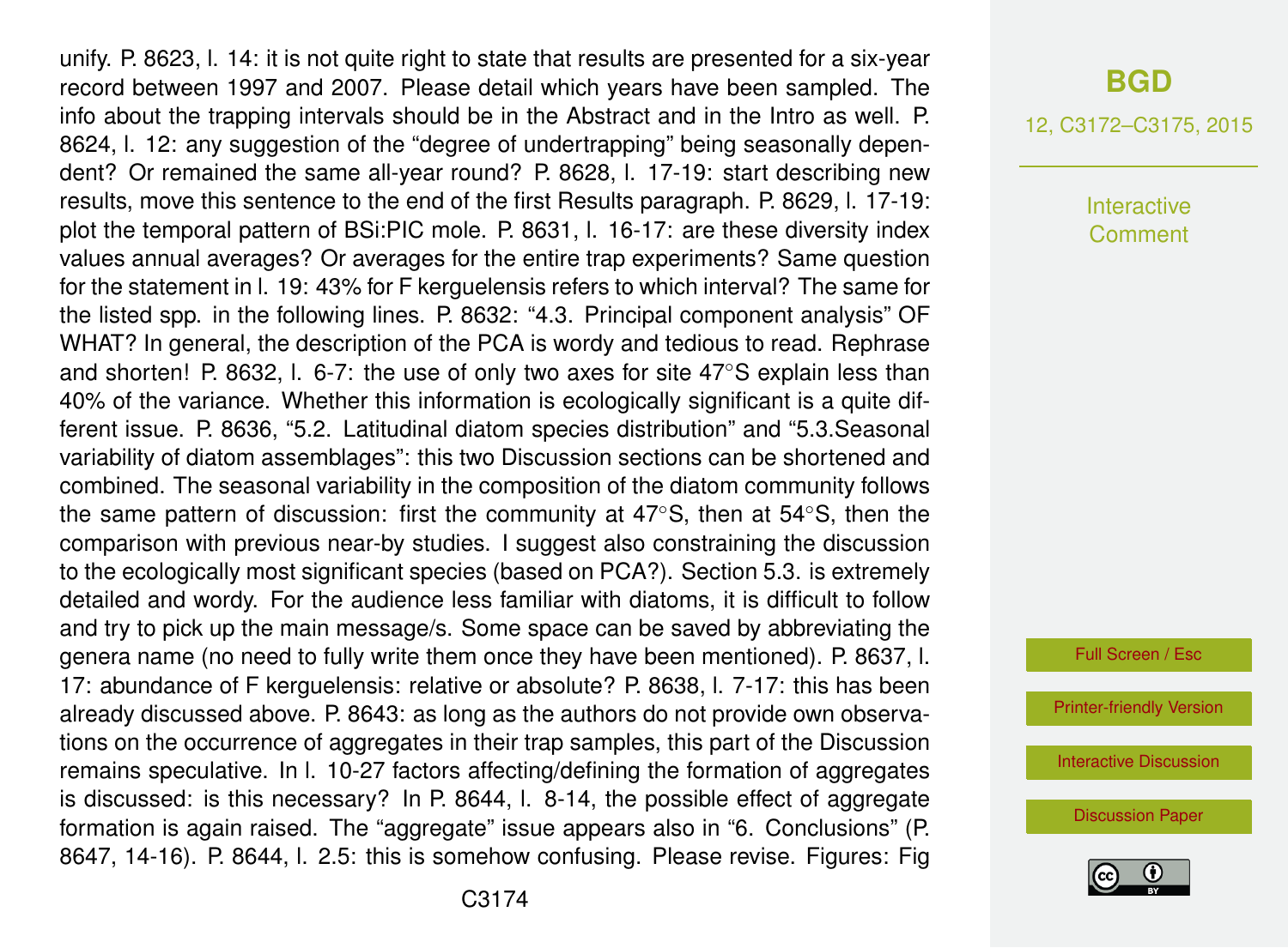unify. P. 8623, l. 14: it is not quite right to state that results are presented for a six-year record between 1997 and 2007. Please detail which years have been sampled. The info about the trapping intervals should be in the Abstract and in the Intro as well. P. 8624, l. 12: any suggestion of the "degree of undertrapping" being seasonally dependent? Or remained the same all-year round? P. 8628, l. 17-19: start describing new results, move this sentence to the end of the first Results paragraph. P. 8629, l. 17-19: plot the temporal pattern of BSi:PIC mole. P. 8631, l. 16-17: are these diversity index values annual averages? Or averages for the entire trap experiments? Same question for the statement in l. 19: 43% for F kerguelensis refers to which interval? The same for the listed spp. in the following lines. P. 8632: "4.3. Principal component analysis" OF WHAT? In general, the description of the PCA is wordy and tedious to read. Rephrase and shorten! P. 8632, l. 6-7: the use of only two axes for site 47°S explain less than 40% of the variance. Whether this information is ecologically significant is a quite different issue. P. 8636, "5.2. Latitudinal diatom species distribution" and "5.3.Seasonal variability of diatom assemblages": this two Discussion sections can be shortened and combined. The seasonal variability in the composition of the diatom community follows the same pattern of discussion: first the community at 47°S, then at 54°S, then the comparison with previous near-by studies. I suggest also constraining the discussion to the ecologically most significant species (based on PCA?). Section 5.3. is extremely detailed and wordy. For the audience less familiar with diatoms, it is difficult to follow and try to pick up the main message/s. Some space can be saved by abbreviating the genera name (no need to fully write them once they have been mentioned). P. 8637, l. 17: abundance of F kerguelensis: relative or absolute? P. 8638, l. 7-17: this has been already discussed above. P. 8643: as long as the authors do not provide own observations on the occurrence of aggregates in their trap samples, this part of the Discussion remains speculative. In l. 10-27 factors affecting/defining the formation of aggregates is discussed: is this necessary? In P. 8644, l. 8-14, the possible effect of aggregate formation is again raised. The "aggregate" issue appears also in "6. Conclusions" (P. 8647, 14-16). P. 8644, l. 2.5: this is somehow confusing. Please revise. Figures: Fig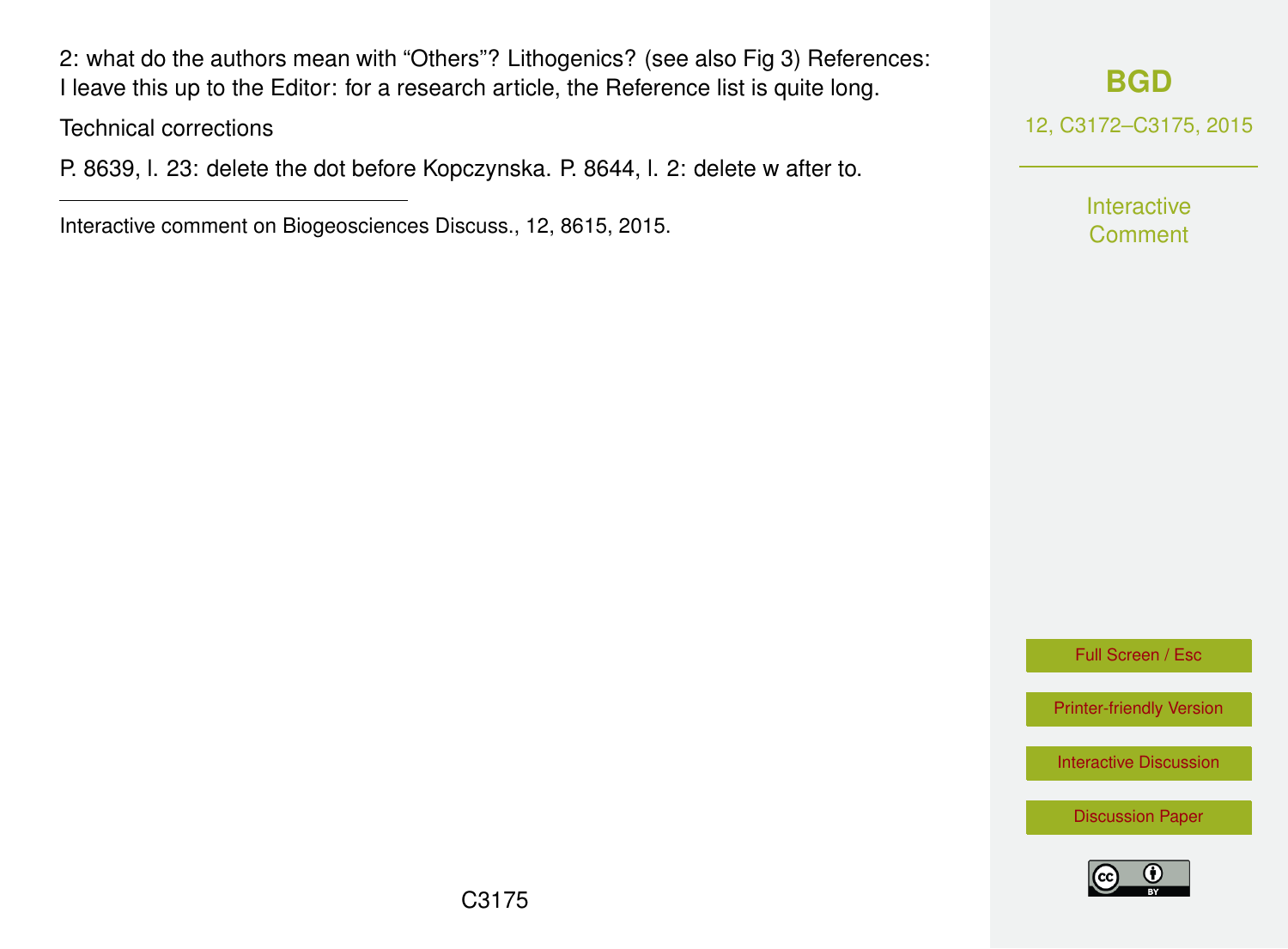2: what do the authors mean with “Others”? Lithogenics? (see also Fig 3) References: I leave this up to the Editor: for a research article, the Reference list is quite long.

Technical corrections

P. 8639, l. 23: delete the dot before Kopczynska. P. 8644, l. 2: delete w after to.

---

Interactive comment on Biogeosciences Discuss., 12, 8615, 2015.